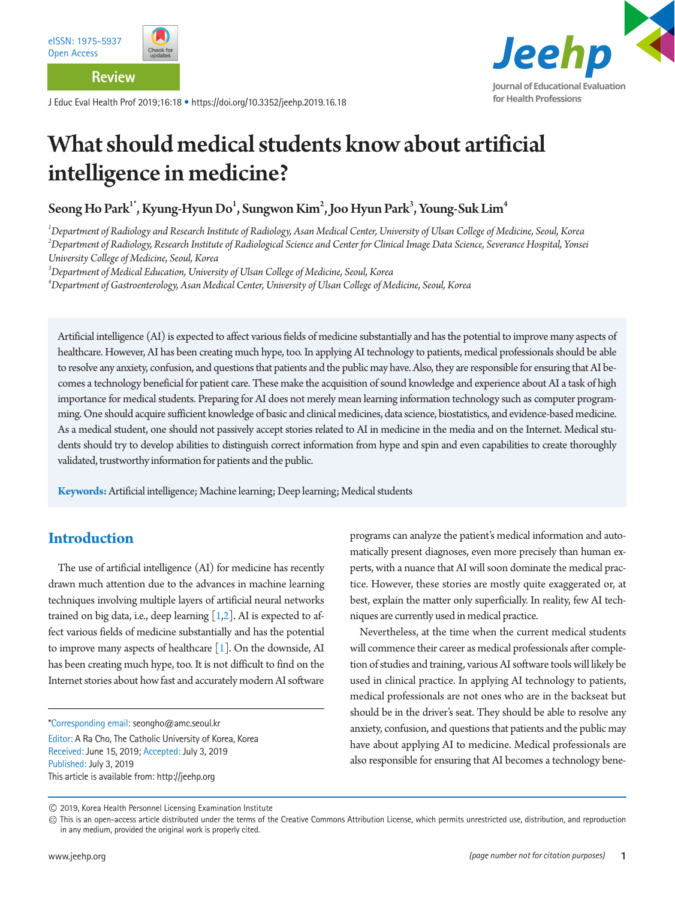Review

# What should medical students know about artificial intelligence in medicine?

**Seong Ho Park[1*], Kyung-Hyun Do[1], Sungwon Kim[2], Joo Hyun Park[3], Young-Suk Lim[4]**

[1]*Department of Radiology and Research Institute of Radiology, Asan Medical Center, University of Ulsan College of Medicine, Seoul, Korea*
[2]*Department of Radiology, Research Institute of Radiological Science and Center for Clinical Image Data Science, Severance Hospital, Yonsei University College of Medicine, Seoul, Korea*
[3]*Department of Medical Education, University of Ulsan College of Medicine, Seoul, Korea*
[4]*Department of Gastroenterology, Asan Medical Center, University of Ulsan College of Medicine, Seoul, Korea*

Artificial intelligence (AI) is expected to affect various fields of medicine substantially and has the potential to improve many aspects of healthcare. However, AI has been creating much hype, too. In applying AI technology to patients, medical professionals should be able to resolve any anxiety, confusion, and questions that patients and the public may have. Also, they are responsible for ensuring that AI becomes a technology beneficial for patient care. These make the acquisition of sound knowledge and experience about AI a task of high importance for medical students. Preparing for AI does not merely mean learning information technology such as computer programming. One should acquire sufficient knowledge of basic and clinical medicines, data science, biostatistics, and evidence-based medicine. As a medical student, one should not passively accept stories related to AI in medicine in the media and on the Internet. Medical students should try to develop abilities to distinguish correct information from hype and spin and even capabilities to create thoroughly validated, trustworthy information for patients and the public.

**Keywords:** Artificial intelligence; Machine learning; Deep learning; Medical students

## Introduction

The use of artificial intelligence (AI) for medicine has recently drawn much attention due to the advances in machine learning techniques involving multiple layers of artificial neural networks trained on big data, i.e., deep learning [1,2]. AI is expected to affect various fields of medicine substantially and has the potential to improve many aspects of healthcare [1]. On the downside, AI has been creating much hype, too. It is not difficult to find on the Internet stories about how fast and accurately modern AI software programs can analyze the patient's medical information and automatically present diagnoses, even more precisely than human experts, with a nuance that AI will soon dominate the medical practice. However, these stories are mostly quite exaggerated or, at best, explain the matter only superficially. In reality, few AI techniques are currently used in medical practice.

Nevertheless, at the time when the current medical students will commence their career as medical professionals after completion of studies and training, various AI software tools will likely be used in clinical practice. In applying AI technology to patients, medical professionals are not ones who are in the backseat but should be in the driver's seat. They should be able to resolve any anxiety, confusion, and questions that patients and the public may have about applying AI to medicine. Medical professionals are also responsible for ensuring that AI becomes a technology bene-

*Corresponding email: seongho@amc.seoul.kr
Editor: A Ra Cho, The Catholic University of Korea, Korea
Received: June 15, 2019; Accepted: July 3, 2019
Published: July 3, 2019
This article is available from: http://jeehp.org

© 2019, Korea Health Personnel Licensing Examination Institute
This is an open-access article distributed under the terms of the Creative Commons Attribution License, which permits unrestricted use, distribution, and reproduction in any medium, provided the original work is properly cited.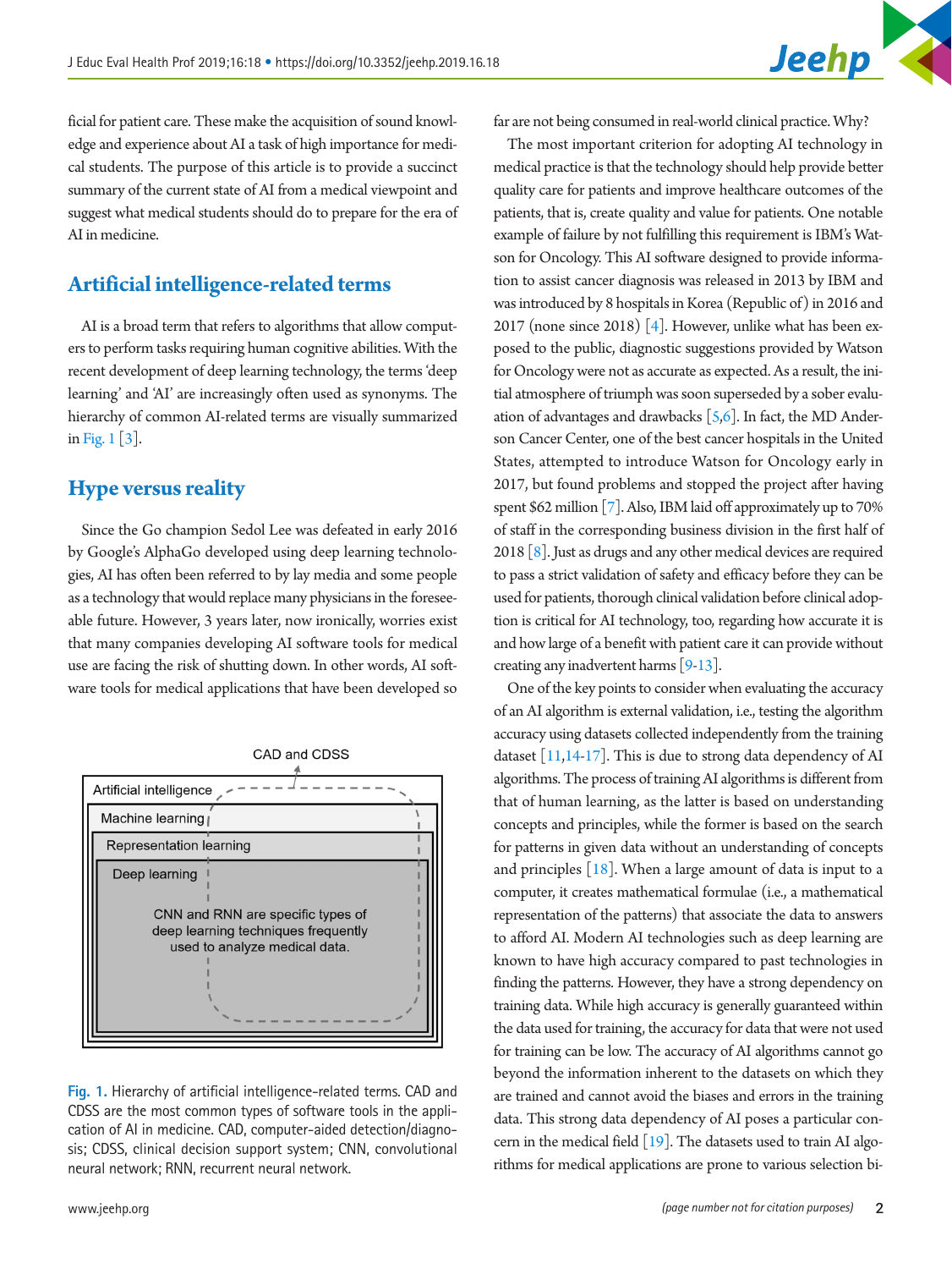ficial for patient care. These make the acquisition of sound knowledge and experience about AI a task of high importance for medical students. The purpose of this article is to provide a succinct summary of the current state of AI from a medical viewpoint and suggest what medical students should do to prepare for the era of AI in medicine.

## Artificial intelligence-related terms

AI is a broad term that refers to algorithms that allow computers to perform tasks requiring human cognitive abilities. With the recent development of deep learning technology, the terms 'deep learning' and 'AI' are increasingly often used as synonyms. The hierarchy of common AI-related terms are visually summarized in Fig. 1 [3].

## Hype versus reality

Since the Go champion Sedol Lee was defeated in early 2016 by Google's AlphaGo developed using deep learning technologies, AI has often been referred to by lay media and some people as a technology that would replace many physicians in the foreseeable future. However, 3 years later, now ironically, worries exist that many companies developing AI software tools for medical use are facing the risk of shutting down. In other words, AI software tools for medical applications that have been developed so far are not being consumed in real-world clinical practice. Why?

The most important criterion for adopting AI technology in medical practice is that the technology should help provide better quality care for patients and improve healthcare outcomes of the patients, that is, create quality and value for patients. One notable example of failure by not fulfilling this requirement is IBM's Watson for Oncology. This AI software designed to provide information to assist cancer diagnosis was released in 2013 by IBM and was introduced by 8 hospitals in Korea (Republic of) in 2016 and 2017 (none since 2018) [4]. However, unlike what has been exposed to the public, diagnostic suggestions provided by Watson for Oncology were not as accurate as expected. As a result, the initial atmosphere of triumph was soon superseded by a sober evaluation of advantages and drawbacks [5,6]. In fact, the MD Anderson Cancer Center, one of the best cancer hospitals in the United States, attempted to introduce Watson for Oncology early in 2017, but found problems and stopped the project after having spent $62 million [7]. Also, IBM laid off approximately up to 70% of staff in the corresponding business division in the first half of 2018 [8]. Just as drugs and any other medical devices are required to pass a strict validation of safety and efficacy before they can be used for patients, thorough clinical validation before clinical adoption is critical for AI technology, too, regarding how accurate it is and how large of a benefit with patient care it can provide without creating any inadvertent harms [9-13].

One of the key points to consider when evaluating the accuracy of an AI algorithm is external validation, i.e., testing the algorithm accuracy using datasets collected independently from the training dataset [11,14-17]. This is due to strong data dependency of AI algorithms. The process of training AI algorithms is different from that of human learning, as the latter is based on understanding concepts and principles, while the former is based on the search for patterns in given data without an understanding of concepts and principles [18]. When a large amount of data is input to a computer, it creates mathematical formulae (i.e., a mathematical representation of the patterns) that associate the data to answers to afford AI. Modern AI technologies such as deep learning are known to have high accuracy compared to past technologies in finding the patterns. However, they have a strong dependency on training data. While high accuracy is generally guaranteed within the data used for training, the accuracy for data that were not used for training can be low. The accuracy of AI algorithms cannot go beyond the information inherent to the datasets on which they are trained and cannot avoid the biases and errors in the training data. This strong data dependency of AI poses a particular concern in the medical field [19]. The datasets used to train AI algorithms for medical applications are prone to various selection bi-

CAD and CDSS

Artificial intelligence
Machine learning
Representation learning
Deep learning

CNN and RNN are specific types of deep learning techniques frequently used to analyze medical data.

Fig. 1. Hierarchy of artificial intelligence-related terms. CAD and CDSS are the most common types of software tools in the application of AI in medicine. CAD, computer-aided detection/diagnosis; CDSS, clinical decision support system; CNN, convolutional neural network; RNN, recurrent neural network.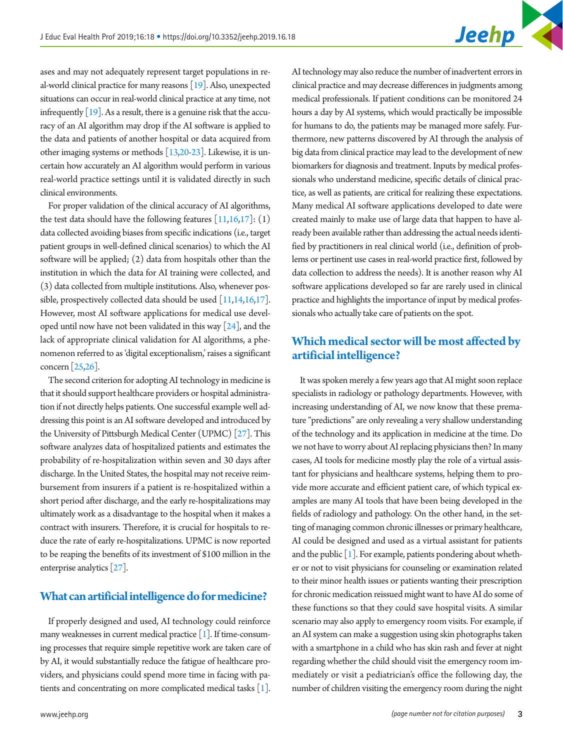ases and may not adequately represent target populations in real-world clinical practice for many reasons [19]. Also, unexpected situations can occur in real-world clinical practice at any time, not infrequently [19]. As a result, there is a genuine risk that the accuracy of an AI algorithm may drop if the AI software is applied to the data and patients of another hospital or data acquired from other imaging systems or methods [13,20-23]. Likewise, it is uncertain how accurately an AI algorithm would perform in various real-world practice settings until it is validated directly in such clinical environments.

For proper validation of the clinical accuracy of AI algorithms, the test data should have the following features [11,16,17]: (1) data collected avoiding biases from specific indications (i.e., target patient groups in well-defined clinical scenarios) to which the AI software will be applied; (2) data from hospitals other than the institution in which the data for AI training were collected, and (3) data collected from multiple institutions. Also, whenever possible, prospectively collected data should be used [11,14,16,17]. However, most AI software applications for medical use developed until now have not been validated in this way [24], and the lack of appropriate clinical validation for AI algorithms, a phenomenon referred to as 'digital exceptionalism,' raises a significant concern [25,26].

The second criterion for adopting AI technology in medicine is that it should support healthcare providers or hospital administration if not directly helps patients. One successful example well addressing this point is an AI software developed and introduced by the University of Pittsburgh Medical Center (UPMC) [27]. This software analyzes data of hospitalized patients and estimates the probability of re-hospitalization within seven and 30 days after discharge. In the United States, the hospital may not receive reimbursement from insurers if a patient is re-hospitalized within a short period after discharge, and the early re-hospitalizations may ultimately work as a disadvantage to the hospital when it makes a contract with insurers. Therefore, it is crucial for hospitals to reduce the rate of early re-hospitalizations. UPMC is now reported to be reaping the benefits of its investment of $100 million in the enterprise analytics [27].

## What can artificial intelligence do for medicine?

If properly designed and used, AI technology could reinforce many weaknesses in current medical practice [1]. If time-consuming processes that require simple repetitive work are taken care of by AI, it would substantially reduce the fatigue of healthcare providers, and physicians could spend more time in facing with patients and concentrating on more complicated medical tasks [1]. AI technology may also reduce the number of inadvertent errors in clinical practice and may decrease differences in judgments among medical professionals. If patient conditions can be monitored 24 hours a day by AI systems, which would practically be impossible for humans to do, the patients may be managed more safely. Furthermore, new patterns discovered by AI through the analysis of big data from clinical practice may lead to the development of new biomarkers for diagnosis and treatment. Inputs by medical professionals who understand medicine, specific details of clinical practice, as well as patients, are critical for realizing these expectations. Many medical AI software applications developed to date were created mainly to make use of large data that happen to have already been available rather than addressing the actual needs identified by practitioners in real clinical world (i.e., definition of problems or pertinent use cases in real-world practice first, followed by data collection to address the needs). It is another reason why AI software applications developed so far are rarely used in clinical practice and highlights the importance of input by medical professionals who actually take care of patients on the spot.

## Which medical sector will be most affected by artificial intelligence?

It was spoken merely a few years ago that AI might soon replace specialists in radiology or pathology departments. However, with increasing understanding of AI, we now know that these premature "predictions" are only revealing a very shallow understanding of the technology and its application in medicine at the time. Do we not have to worry about AI replacing physicians then? In many cases, AI tools for medicine mostly play the role of a virtual assistant for physicians and healthcare systems, helping them to provide more accurate and efficient patient care, of which typical examples are many AI tools that have been being developed in the fields of radiology and pathology. On the other hand, in the setting of managing common chronic illnesses or primary healthcare, AI could be designed and used as a virtual assistant for patients and the public [1]. For example, patients pondering about whether or not to visit physicians for counseling or examination related to their minor health issues or patients wanting their prescription for chronic medication reissued might want to have AI do some of these functions so that they could save hospital visits. A similar scenario may also apply to emergency room visits. For example, if an AI system can make a suggestion using skin photographs taken with a smartphone in a child who has skin rash and fever at night regarding whether the child should visit the emergency room immediately or visit a pediatrician's office the following day, the number of children visiting the emergency room during the night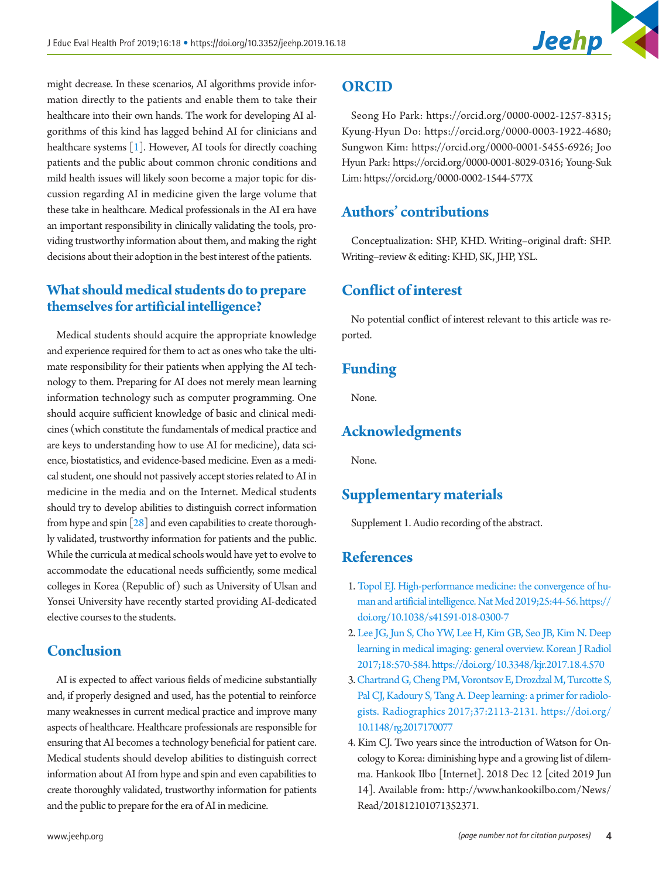might decrease. In these scenarios, AI algorithms provide information directly to the patients and enable them to take their healthcare into their own hands. The work for developing AI algorithms of this kind has lagged behind AI for clinicians and healthcare systems [1]. However, AI tools for directly coaching patients and the public about common chronic conditions and mild health issues will likely soon become a major topic for discussion regarding AI in medicine given the large volume that these take in healthcare. Medical professionals in the AI era have an important responsibility in clinically validating the tools, providing trustworthy information about them, and making the right decisions about their adoption in the best interest of the patients.

## What should medical students do to prepare themselves for artificial intelligence?

Medical students should acquire the appropriate knowledge and experience required for them to act as ones who take the ultimate responsibility for their patients when applying the AI technology to them. Preparing for AI does not merely mean learning information technology such as computer programming. One should acquire sufficient knowledge of basic and clinical medicines (which constitute the fundamentals of medical practice and are keys to understanding how to use AI for medicine), data science, biostatistics, and evidence-based medicine. Even as a medical student, one should not passively accept stories related to AI in medicine in the media and on the Internet. Medical students should try to develop abilities to distinguish correct information from hype and spin [28] and even capabilities to create thoroughly validated, trustworthy information for patients and the public. While the curricula at medical schools would have yet to evolve to accommodate the educational needs sufficiently, some medical colleges in Korea (Republic of) such as University of Ulsan and Yonsei University have recently started providing AI-dedicated elective courses to the students.

## Conclusion

AI is expected to affect various fields of medicine substantially and, if properly designed and used, has the potential to reinforce many weaknesses in current medical practice and improve many aspects of healthcare. Healthcare professionals are responsible for ensuring that AI becomes a technology beneficial for patient care. Medical students should develop abilities to distinguish correct information about AI from hype and spin and even capabilities to create thoroughly validated, trustworthy information for patients and the public to prepare for the era of AI in medicine.

## ORCID

Seong Ho Park: https://orcid.org/0000-0002-1257-8315; Kyung-Hyun Do: https://orcid.org/0000-0003-1922-4680; Sungwon Kim: https://orcid.org/0000-0001-5455-6926; Joo Hyun Park: https://orcid.org/0000-0001-8029-0316; Young-Suk Lim: https://orcid.org/0000-0002-1544-577X

## Authors' contributions

Conceptualization: SHP, KHD. Writing–original draft: SHP. Writing–review & editing: KHD, SK, JHP, YSL.

## Conflict of interest

No potential conflict of interest relevant to this article was reported.

## Funding

None.

## Acknowledgments

None.

## Supplementary materials

Supplement 1. Audio recording of the abstract.

## References

1. Topol EJ. High-performance medicine: the convergence of human and artificial intelligence. Nat Med 2019;25:44-56. https://doi.org/10.1038/s41591-018-0300-7
2. Lee JG, Jun S, Cho YW, Lee H, Kim GB, Seo JB, Kim N. Deep learning in medical imaging: general overview. Korean J Radiol 2017;18:570-584. https://doi.org/10.3348/kjr.2017.18.4.570
3. Chartrand G, Cheng PM, Vorontsov E, Drozdzal M, Turcotte S, Pal CJ, Kadoury S, Tang A. Deep learning: a primer for radiologists. Radiographics 2017;37:2113-2131. https://doi.org/10.1148/rg.2017170077
4. Kim CJ. Two years since the introduction of Watson for Oncology to Korea: diminishing hype and a growing list of dilemma. Hankook Ilbo [Internet]. 2018 Dec 12 [cited 2019 Jun 14]. Available from: http://www.hankookilbo.com/News/Read/201812101071352371.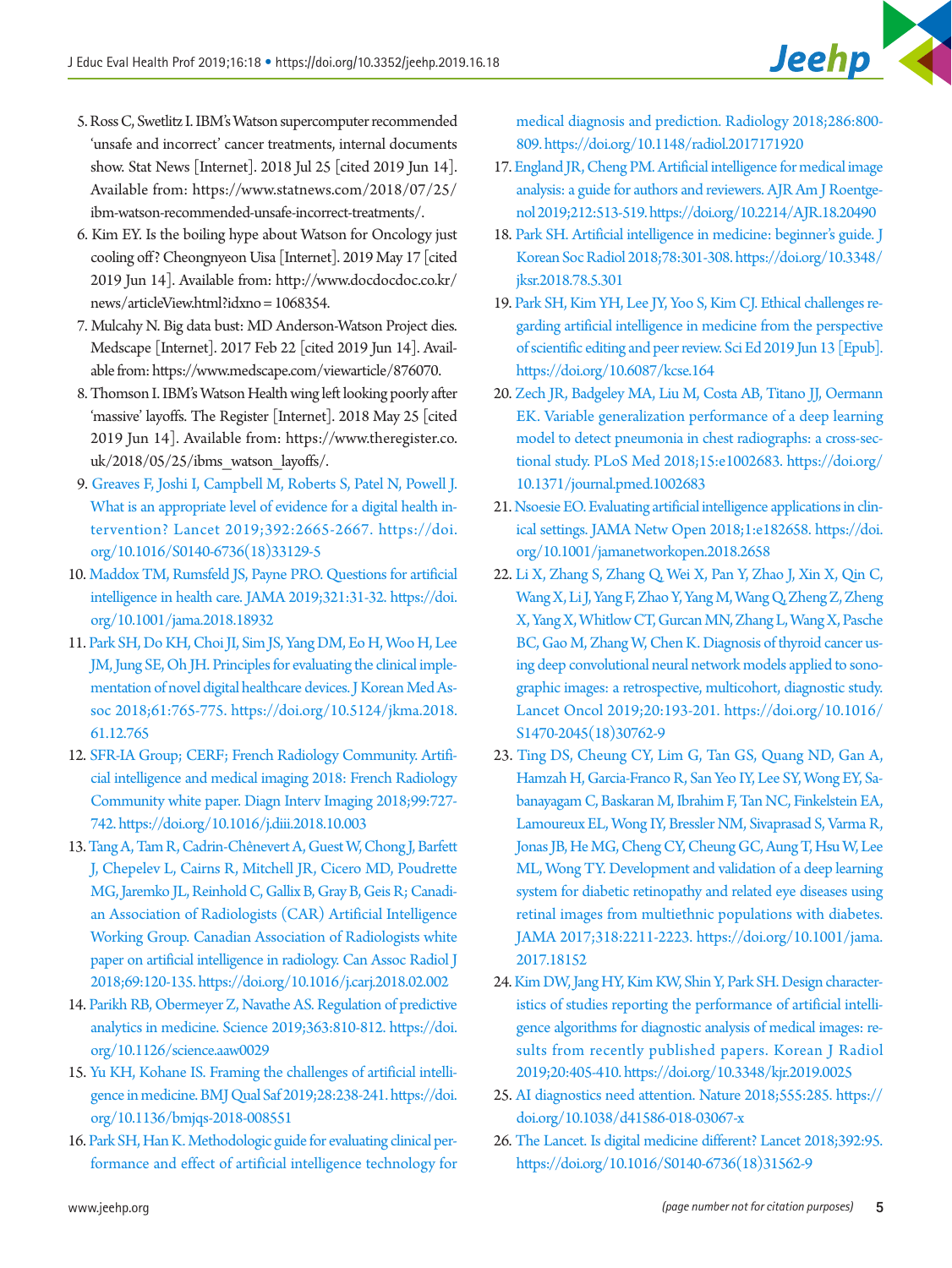5. Ross C, Swetlitz I. IBM's Watson supercomputer recommended 'unsafe and incorrect' cancer treatments, internal documents show. Stat News [Internet]. 2018 Jul 25 [cited 2019 Jun 14]. Available from: https://www.statnews.com/2018/07/25/ibm-watson-recommended-unsafe-incorrect-treatments/.
6. Kim EY. Is the boiling hype about Watson for Oncology just cooling off? Cheongnyeon Uisa [Internet]. 2019 May 17 [cited 2019 Jun 14]. Available from: http://www.docdocdoc.co.kr/news/articleView.html?idxno=1068354.
7. Mulcahy N. Big data bust: MD Anderson-Watson Project dies. Medscape [Internet]. 2017 Feb 22 [cited 2019 Jun 14]. Available from: https://www.medscape.com/viewarticle/876070.
8. Thomson I. IBM's Watson Health wing left looking poorly after 'massive' layoffs. The Register [Internet]. 2018 May 25 [cited 2019 Jun 14]. Available from: https://www.theregister.co.uk/2018/05/25/ibms_watson_layoffs/.
9. Greaves F, Joshi I, Campbell M, Roberts S, Patel N, Powell J. What is an appropriate level of evidence for a digital health intervention? Lancet 2019;392:2665-2667. https://doi.org/10.1016/S0140-6736(18)33129-5
10. Maddox TM, Rumsfeld JS, Payne PRO. Questions for artificial intelligence in health care. JAMA 2019;321:31-32. https://doi.org/10.1001/jama.2018.18932
11. Park SH, Do KH, Choi JI, Sim JS, Yang DM, Eo H, Woo H, Lee JM, Jung SE, Oh JH. Principles for evaluating the clinical implementation of novel digital healthcare devices. J Korean Med Assoc 2018;61:765-775. https://doi.org/10.5124/jkma.2018.61.12.765
12. SFR-IA Group; CERF; French Radiology Community. Artificial intelligence and medical imaging 2018: French Radiology Community white paper. Diagn Interv Imaging 2018;99:727-742. https://doi.org/10.1016/j.diii.2018.10.003
13. Tang A, Tam R, Cadrin-Chênevert A, Guest W, Chong J, Barfett J, Chepelev L, Cairns R, Mitchell JR, Cicero MD, Poudrette MG, Jaremko JL, Reinhold C, Gallix B, Gray B, Geis R; Canadian Association of Radiologists (CAR) Artificial Intelligence Working Group. Canadian Association of Radiologists white paper on artificial intelligence in radiology. Can Assoc Radiol J 2018;69:120-135. https://doi.org/10.1016/j.carj.2018.02.002
14. Parikh RB, Obermeyer Z, Navathe AS. Regulation of predictive analytics in medicine. Science 2019;363:810-812. https://doi.org/10.1126/science.aaw0029
15. Yu KH, Kohane IS. Framing the challenges of artificial intelligence in medicine. BMJ Qual Saf 2019;28:238-241. https://doi.org/10.1136/bmjqs-2018-008551
16. Park SH, Han K. Methodologic guide for evaluating clinical performance and effect of artificial intelligence technology for medical diagnosis and prediction. Radiology 2018;286:800-809. https://doi.org/10.1148/radiol.2017171920
17. England JR, Cheng PM. Artificial intelligence for medical image analysis: a guide for authors and reviewers. AJR Am J Roentgenol 2019;212:513-519. https://doi.org/10.2214/AJR.18.20490
18. Park SH. Artificial intelligence in medicine: beginner's guide. J Korean Soc Radiol 2018;78:301-308. https://doi.org/10.3348/jksr.2018.78.5.301
19. Park SH, Kim YH, Lee JY, Yoo S, Kim CJ. Ethical challenges regarding artificial intelligence in medicine from the perspective of scientific editing and peer review. Sci Ed 2019 Jun 13 [Epub]. https://doi.org/10.6087/kcse.164
20. Zech JR, Badgeley MA, Liu M, Costa AB, Titano JJ, Oermann EK. Variable generalization performance of a deep learning model to detect pneumonia in chest radiographs: a cross-sectional study. PLoS Med 2018;15:e1002683. https://doi.org/10.1371/journal.pmed.1002683
21. Nsoesie EO. Evaluating artificial intelligence applications in clinical settings. JAMA Netw Open 2018;1:e182658. https://doi.org/10.1001/jamanetworkopen.2018.2658
22. Li X, Zhang S, Zhang Q, Wei X, Pan Y, Zhao J, Xin X, Qin C, Wang X, Li J, Yang F, Zhao Y, Yang M, Wang Q, Zheng Z, Zheng X, Yang X, Whitlow CT, Gurcan MN, Zhang L, Wang X, Pasche BC, Gao M, Zhang W, Chen K. Diagnosis of thyroid cancer using deep convolutional neural network models applied to sonographic images: a retrospective, multicohort, diagnostic study. Lancet Oncol 2019;20:193-201. https://doi.org/10.1016/S1470-2045(18)30762-9
23. Ting DS, Cheung CY, Lim G, Tan GS, Quang ND, Gan A, Hamzah H, Garcia-Franco R, San Yeo IY, Lee SY, Wong EY, Sabanayagam C, Baskaran M, Ibrahim F, Tan NC, Finkelstein EA, Lamoureux EL, Wong IY, Bressler NM, Sivaprasad S, Varma R, Jonas JB, He MG, Cheng CY, Cheung GC, Aung T, Hsu W, Lee ML, Wong TY. Development and validation of a deep learning system for diabetic retinopathy and related eye diseases using retinal images from multiethnic populations with diabetes. JAMA 2017;318:2211-2223. https://doi.org/10.1001/jama.2017.18152
24. Kim DW, Jang HY, Kim KW, Shin Y, Park SH. Design characteristics of studies reporting the performance of artificial intelligence algorithms for diagnostic analysis of medical images: results from recently published papers. Korean J Radiol 2019;20:405-410. https://doi.org/10.3348/kjr.2019.0025
25. AI diagnostics need attention. Nature 2018;555:285. https://doi.org/10.1038/d41586-018-03067-x
26. The Lancet. Is digital medicine different? Lancet 2018;392:95. https://doi.org/10.1016/S0140-6736(18)31562-9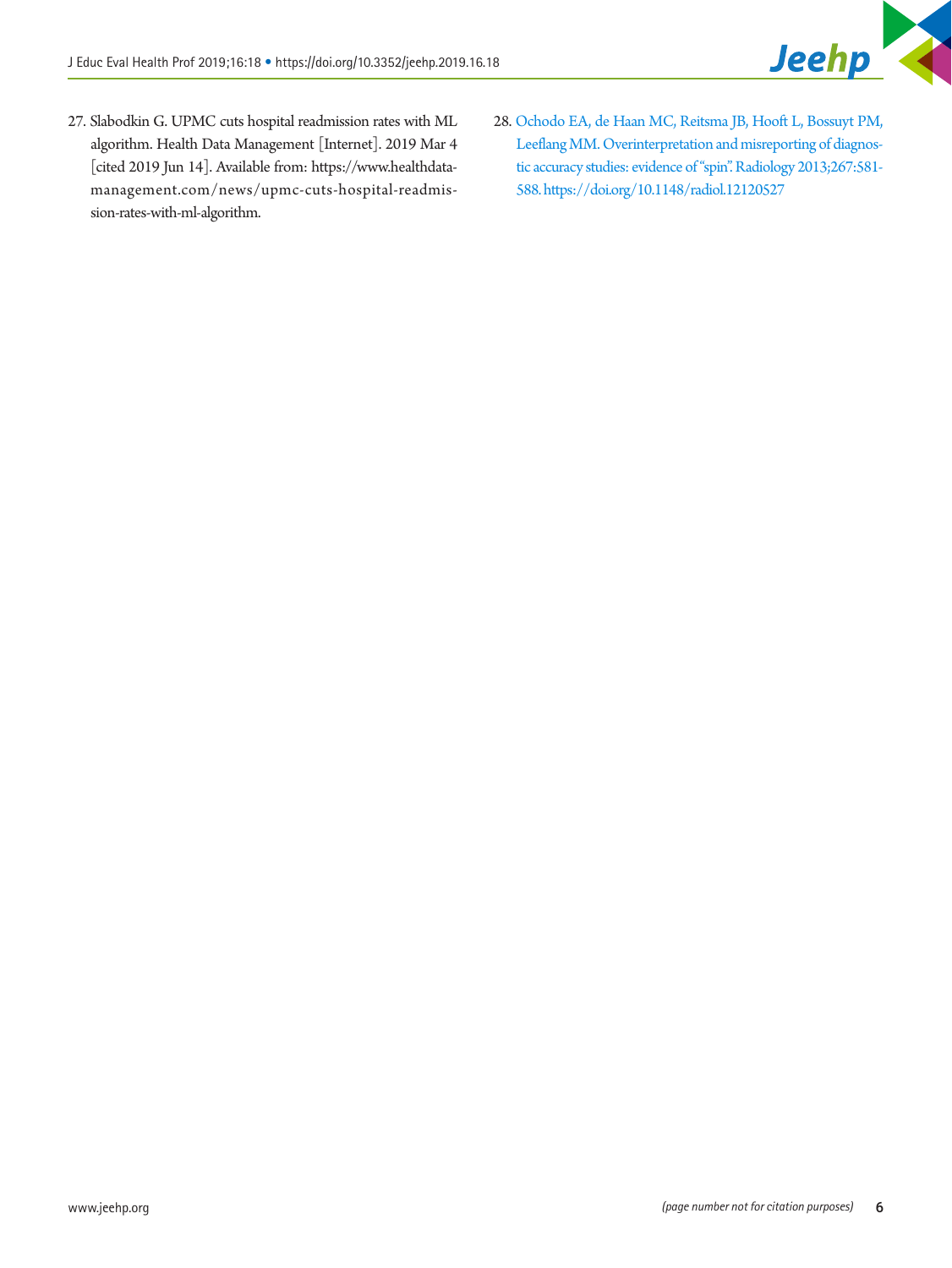27. Slabodkin G. UPMC cuts hospital readmission rates with ML algorithm. Health Data Management [Internet]. 2019 Mar 4 [cited 2019 Jun 14]. Available from: https://www.healthdatamanagement.com/news/upmc-cuts-hospital-readmission-rates-with-ml-algorithm.
28. Ochodo EA, de Haan MC, Reitsma JB, Hooft L, Bossuyt PM, Leeflang MM. Overinterpretation and misreporting of diagnostic accuracy studies: evidence of "spin". Radiology 2013;267:581-588. https://doi.org/10.1148/radiol.12120527